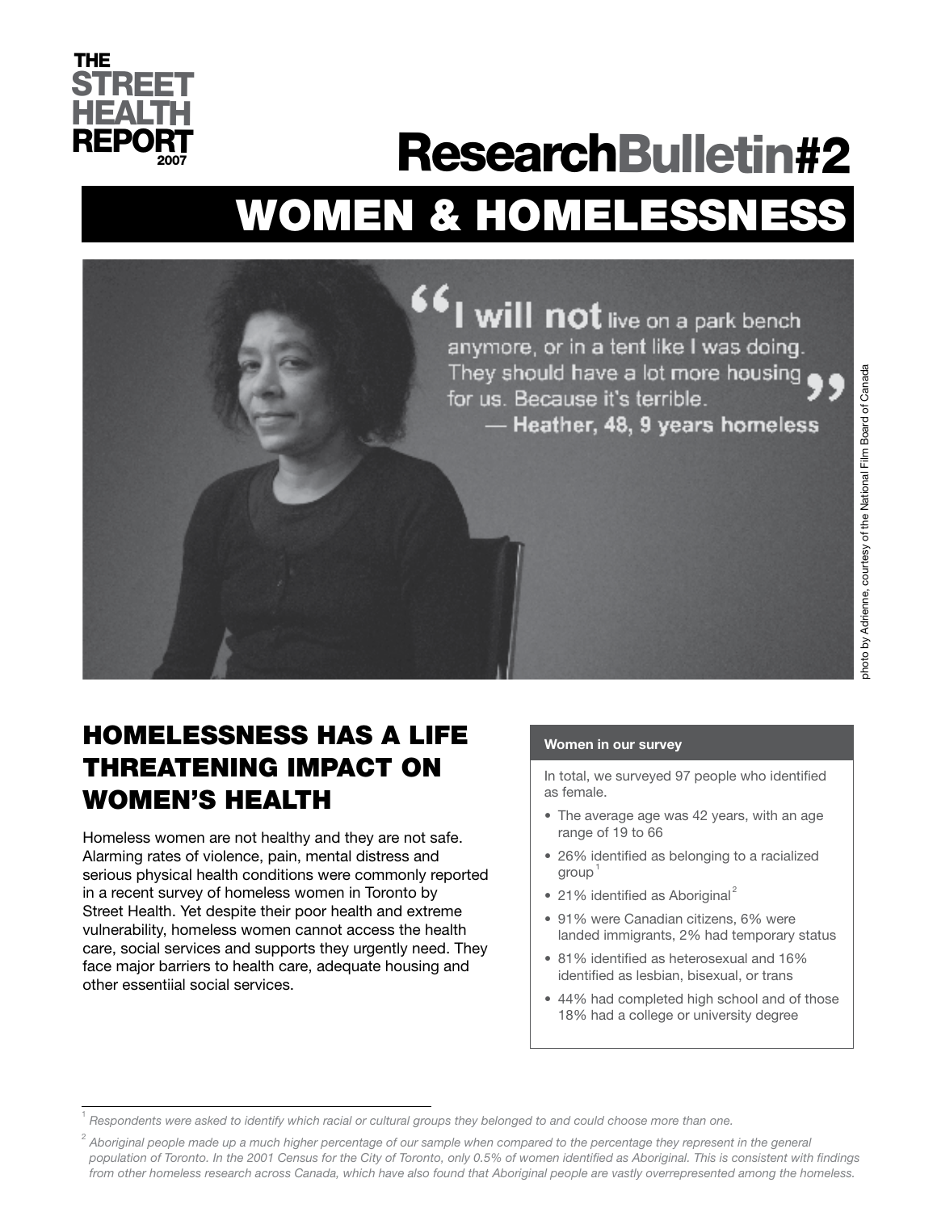THE STREET HEALTH REPORT 2007

# ResearchBulletin#2

# WOMEN & HOMELESSNESS

"I will not live on a park bench anymore, or in a tent like I was doing. They should have a lot more housing for us. Because it's terrible."
— Heather, 48, 9 years homeless

photo by Adrienne, courtesy of the National Film Board of Canada

## HOMELESSNESS HAS A LIFE THREATENING IMPACT ON WOMEN'S HEALTH

Homeless women are not healthy and they are not safe. Alarming rates of violence, pain, mental distress and serious physical health conditions were commonly reported in a recent survey of homeless women in Toronto by Street Health. Yet despite their poor health and extreme vulnerability, homeless women cannot access the health care, social services and supports they urgently need. They face major barriers to health care, adequate housing and other essentiial social services.

**Women in our survey**

In total, we surveyed 97 people who identified as female.

- The average age was 42 years, with an age range of 19 to 66
- 26% identified as belonging to a racialized group[1]
- 21% identified as Aboriginal[2]
- 91% were Canadian citizens, 6% were landed immigrants, 2% had temporary status
- 81% identified as heterosexual and 16% identified as lesbian, bisexual, or trans
- 44% had completed high school and of those 18% had a college or university degree

[1] *Respondents were asked to identify which racial or cultural groups they belonged to and could choose more than one.*

[2] *Aboriginal people made up a much higher percentage of our sample when compared to the percentage they represent in the general population of Toronto. In the 2001 Census for the City of Toronto, only 0.5% of women identified as Aboriginal. This is consistent with findings from other homeless research across Canada, which have also found that Aboriginal people are vastly overrepresented among the homeless.*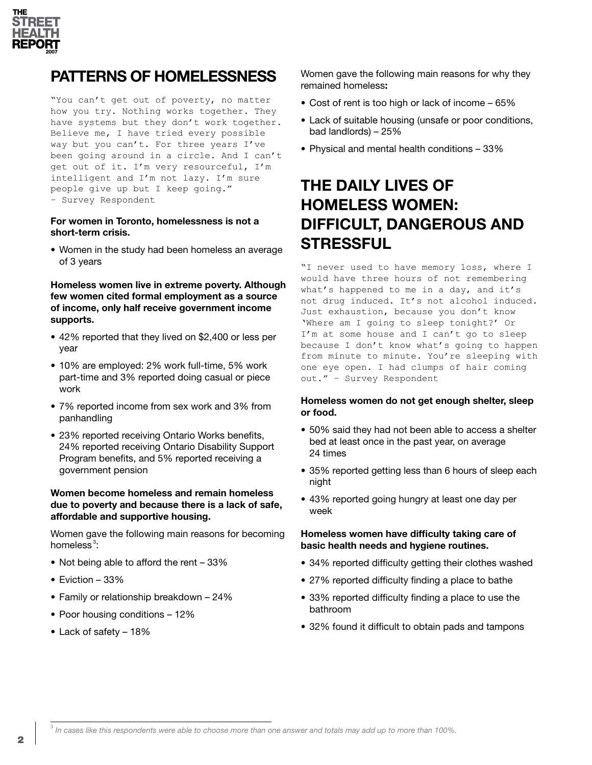## PATTERNS OF HOMELESSNESS

"You can't get out of poverty, no matter how you try. Nothing works together. They have systems but they don't work together. Believe me, I have tried every possible way but you can't. For three years I've been going around in a circle. And I can't get out of it. I'm very resourceful, I'm intelligent and I'm not lazy. I'm sure people give up but I keep going." – Survey Respondent

**For women in Toronto, homelessness is not a short-term crisis.**

- Women in the study had been homeless an average of 3 years

**Homeless women live in extreme poverty. Although few women cited formal employment as a source of income, only half receive government income supports.**

- 42% reported that they lived on $2,400 or less per year
- 10% are employed: 2% work full-time, 5% work part-time and 3% reported doing casual or piece work
- 7% reported income from sex work and 3% from panhandling
- 23% reported receiving Ontario Works benefits, 24% reported receiving Ontario Disability Support Program benefits, and 5% reported receiving a government pension

**Women become homeless and remain homeless due to poverty and because there is a lack of safe, affordable and supportive housing.**

Women gave the following main reasons for becoming homeless[3]:

- Not being able to afford the rent – 33%
- Eviction – 33%
- Family or relationship breakdown – 24%
- Poor housing conditions – 12%
- Lack of safety – 18%

Women gave the following main reasons for why they remained homeless**:**

- Cost of rent is too high or lack of income – 65%
- Lack of suitable housing (unsafe or poor conditions, bad landlords) – 25%
- Physical and mental health conditions – 33%

## THE DAILY LIVES OF HOMELESS WOMEN: DIFFICULT, DANGEROUS AND STRESSFUL

"I never used to have memory loss, where I would have three hours of not remembering what's happened to me in a day, and it's not drug induced. It's not alcohol induced. Just exhaustion, because you don't know 'Where am I going to sleep tonight?' Or I'm at some house and I can't go to sleep because I don't know what's going to happen from minute to minute. You're sleeping with one eye open. I had clumps of hair coming out." – Survey Respondent

**Homeless women do not get enough shelter, sleep or food.**

- 50% said they had not been able to access a shelter bed at least once in the past year, on average 24 times
- 35% reported getting less than 6 hours of sleep each night
- 43% reported going hungry at least one day per week

**Homeless women have difficulty taking care of basic health needs and hygiene routines.**

- 34% reported difficulty getting their clothes washed
- 27% reported difficulty finding a place to bathe
- 33% reported difficulty finding a place to use the bathroom
- 32% found it difficult to obtain pads and tampons

[3] *In cases like this respondents were able to choose more than one answer and totals may add up to more than 100%.*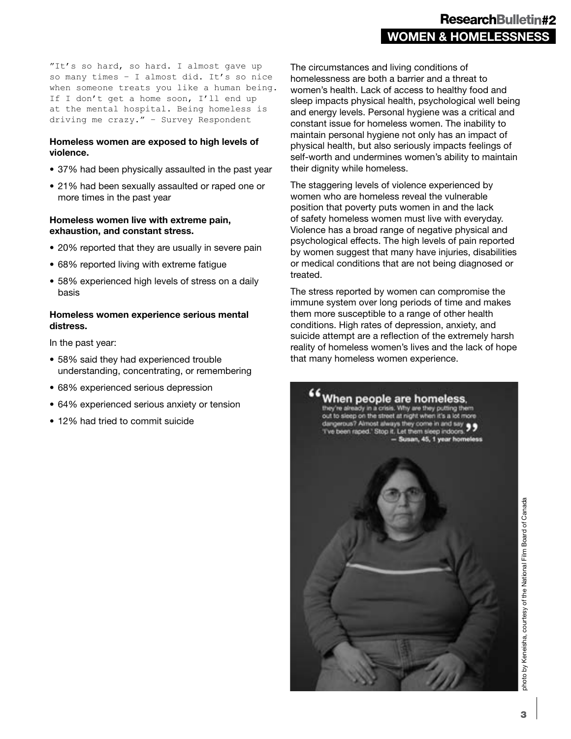"It's so hard, so hard. I almost gave up so many times – I almost did. It's so nice when someone treats you like a human being. If I don't get a home soon, I'll end up at the mental hospital. Being homeless is driving me crazy." – Survey Respondent

**Homeless women are exposed to high levels of violence.**

- 37% had been physically assaulted in the past year
- 21% had been sexually assaulted or raped one or more times in the past year

**Homeless women live with extreme pain, exhaustion, and constant stress.**

- 20% reported that they are usually in severe pain
- 68% reported living with extreme fatigue
- 58% experienced high levels of stress on a daily basis

**Homeless women experience serious mental distress.**

In the past year:

- 58% said they had experienced trouble understanding, concentrating, or remembering
- 68% experienced serious depression
- 64% experienced serious anxiety or tension
- 12% had tried to commit suicide

The circumstances and living conditions of homelessness are both a barrier and a threat to women's health. Lack of access to healthy food and sleep impacts physical health, psychological well being and energy levels. Personal hygiene was a critical and constant issue for homeless women. The inability to maintain personal hygiene not only has an impact of physical health, but also seriously impacts feelings of self-worth and undermines women's ability to maintain their dignity while homeless.

The staggering levels of violence experienced by women who are homeless reveal the vulnerable position that poverty puts women in and the lack of safety homeless women must live with everyday. Violence has a broad range of negative physical and psychological effects. The high levels of pain reported by women suggest that many have injuries, disabilities or medical conditions that are not being diagnosed or treated.

The stress reported by women can compromise the immune system over long periods of time and makes them more susceptible to a range of other health conditions. High rates of depression, anxiety, and suicide attempt are a reflection of the extremely harsh reality of homeless women's lives and the lack of hope that many homeless women experience.

"When people are homeless, they're already in a crisis. Why are they putting them out to sleep on the street at night when it's a lot more dangerous? Almost always they come in and say 'I've been raped.' Stop it. Let them sleep indoors." — Susan, 45, 1 year homeless

photo by Keneisha, courtesy of the National Film Board of Canada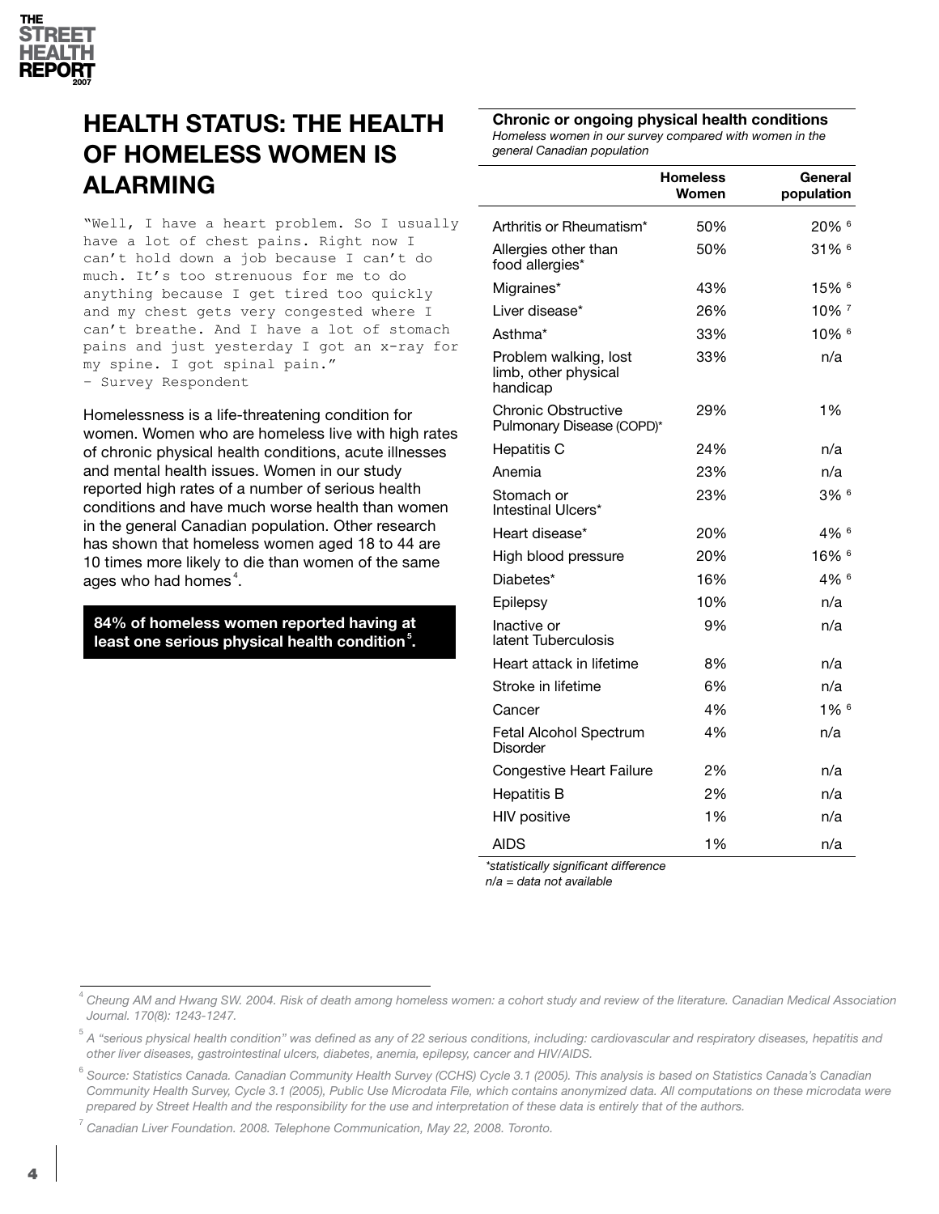## HEALTH STATUS: THE HEALTH OF HOMELESS WOMEN IS ALARMING

"Well, I have a heart problem. So I usually have a lot of chest pains. Right now I can't hold down a job because I can't do much. It's too strenuous for me to do anything because I get tired too quickly and my chest gets very congested where I can't breathe. And I have a lot of stomach pains and just yesterday I got an x-ray for my spine. I got spinal pain."
– Survey Respondent

Homelessness is a life-threatening condition for women. Women who are homeless live with high rates of chronic physical health conditions, acute illnesses and mental health issues. Women in our study reported high rates of a number of serious health conditions and have much worse health than women in the general Canadian population. Other research has shown that homeless women aged 18 to 44 are 10 times more likely to die than women of the same ages who had homes[4].

**84% of homeless women reported having at least one serious physical health condition[5].**

**Chronic or ongoing physical health conditions**
*Homeless women in our survey compared with women in the general Canadian population*

| | Homeless Women | General population |
|---|---|---|
| Arthritis or Rheumatism* | 50% | 20% [6] |
| Allergies other than food allergies* | 50% | 31% [6] |
| Migraines* | 43% | 15% [6] |
| Liver disease* | 26% | 10% [7] |
| Asthma* | 33% | 10% [6] |
| Problem walking, lost limb, other physical handicap | 33% | n/a |
| Chronic Obstructive Pulmonary Disease (COPD)* | 29% | 1% |
| Hepatitis C | 24% | n/a |
| Anemia | 23% | n/a |
| Stomach or Intestinal Ulcers* | 23% | 3% [6] |
| Heart disease* | 20% | 4% [6] |
| High blood pressure | 20% | 16% [6] |
| Diabetes* | 16% | 4% [6] |
| Epilepsy | 10% | n/a |
| Inactive or latent Tuberculosis | 9% | n/a |
| Heart attack in lifetime | 8% | n/a |
| Stroke in lifetime | 6% | n/a |
| Cancer | 4% | 1% [6] |
| Fetal Alcohol Spectrum Disorder | 4% | n/a |
| Congestive Heart Failure | 2% | n/a |
| Hepatitis B | 2% | n/a |
| HIV positive | 1% | n/a |
| AIDS | 1% | n/a |

*\*statistically significant difference*
*n/a = data not available*

---

[4] *Cheung AM and Hwang SW. 2004. Risk of death among homeless women: a cohort study and review of the literature. Canadian Medical Association Journal. 170(8): 1243-1247.*

[5] *A "serious physical health condition" was defined as any of 22 serious conditions, including: cardiovascular and respiratory diseases, hepatitis and other liver diseases, gastrointestinal ulcers, diabetes, anemia, epilepsy, cancer and HIV/AIDS.*

[6] *Source: Statistics Canada. Canadian Community Health Survey (CCHS) Cycle 3.1 (2005). This analysis is based on Statistics Canada's Canadian Community Health Survey, Cycle 3.1 (2005), Public Use Microdata File, which contains anonymized data. All computations on these microdata were prepared by Street Health and the responsibility for the use and interpretation of these data is entirely that of the authors.*

[7] *Canadian Liver Foundation. 2008. Telephone Communication, May 22, 2008. Toronto.*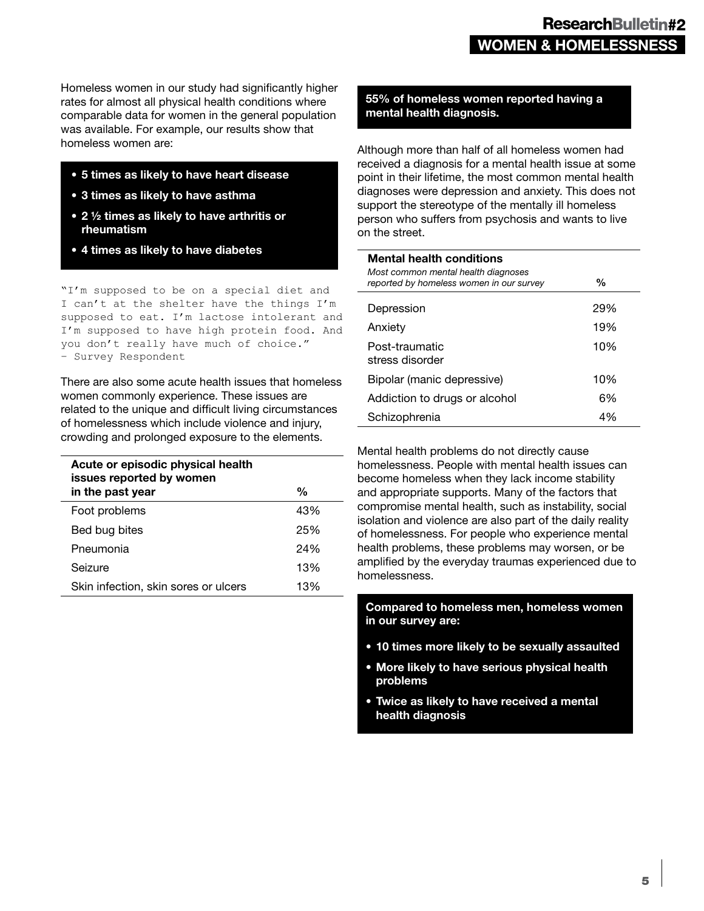Homeless women in our study had significantly higher rates for almost all physical health conditions where comparable data for women in the general population was available. For example, our results show that homeless women are:

- **5 times as likely to have heart disease**
- **3 times as likely to have asthma**
- **2 ½ times as likely to have arthritis or rheumatism**
- **4 times as likely to have diabetes**

"I'm supposed to be on a special diet and I can't at the shelter have the things I'm supposed to eat. I'm lactose intolerant and I'm supposed to have high protein food. And you don't really have much of choice."
– Survey Respondent

There are also some acute health issues that homeless women commonly experience. These issues are related to the unique and difficult living circumstances of homelessness which include violence and injury, crowding and prolonged exposure to the elements.

| Acute or episodic physical health issues reported by women in the past year | % |
|---|---|
| Foot problems | 43% |
| Bed bug bites | 25% |
| Pneumonia | 24% |
| Seizure | 13% |
| Skin infection, skin sores or ulcers | 13% |

**55% of homeless women reported having a mental health diagnosis.**

Although more than half of all homeless women had received a diagnosis for a mental health issue at some point in their lifetime, the most common mental health diagnoses were depression and anxiety. This does not support the stereotype of the mentally ill homeless person who suffers from psychosis and wants to live on the street.

| **Mental health conditions** *Most common mental health diagnoses reported by homeless women in our survey* | % |
|---|---|
| Depression | 29% |
| Anxiety | 19% |
| Post-traumatic stress disorder | 10% |
| Bipolar (manic depressive) | 10% |
| Addiction to drugs or alcohol | 6% |
| Schizophrenia | 4% |

Mental health problems do not directly cause homelessness. People with mental health issues can become homeless when they lack income stability and appropriate supports. Many of the factors that compromise mental health, such as instability, social isolation and violence are also part of the daily reality of homelessness. For people who experience mental health problems, these problems may worsen, or be amplified by the everyday traumas experienced due to homelessness.

**Compared to homeless men, homeless women in our survey are:**

- **10 times more likely to be sexually assaulted**
- **More likely to have serious physical health problems**
- **Twice as likely to have received a mental health diagnosis**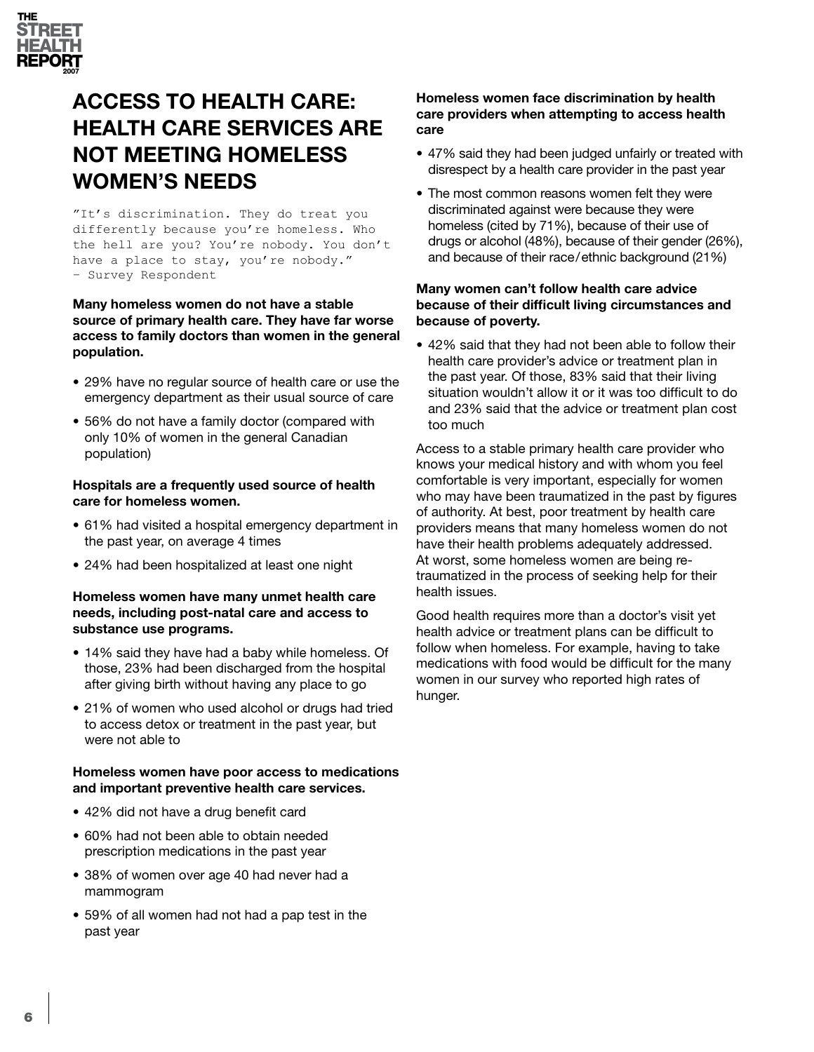# ACCESS TO HEALTH CARE: HEALTH CARE SERVICES ARE NOT MEETING HOMELESS WOMEN'S NEEDS

"It's discrimination. They do treat you differently because you're homeless. Who the hell are you? You're nobody. You don't have a place to stay, you're nobody."
– Survey Respondent

**Many homeless women do not have a stable source of primary health care. They have far worse access to family doctors than women in the general population.**

- 29% have no regular source of health care or use the emergency department as their usual source of care
- 56% do not have a family doctor (compared with only 10% of women in the general Canadian population)

**Hospitals are a frequently used source of health care for homeless women.**

- 61% had visited a hospital emergency department in the past year, on average 4 times
- 24% had been hospitalized at least one night

**Homeless women have many unmet health care needs, including post-natal care and access to substance use programs.**

- 14% said they have had a baby while homeless. Of those, 23% had been discharged from the hospital after giving birth without having any place to go
- 21% of women who used alcohol or drugs had tried to access detox or treatment in the past year, but were not able to

**Homeless women have poor access to medications and important preventive health care services.**

- 42% did not have a drug benefit card
- 60% had not been able to obtain needed prescription medications in the past year
- 38% of women over age 40 had never had a mammogram
- 59% of all women had not had a pap test in the past year

**Homeless women face discrimination by health care providers when attempting to access health care**

- 47% said they had been judged unfairly or treated with disrespect by a health care provider in the past year
- The most common reasons women felt they were discriminated against were because they were homeless (cited by 71%), because of their use of drugs or alcohol (48%), because of their gender (26%), and because of their race/ethnic background (21%)

**Many women can't follow health care advice because of their difficult living circumstances and because of poverty.**

- 42% said that they had not been able to follow their health care provider's advice or treatment plan in the past year. Of those, 83% said that their living situation wouldn't allow it or it was too difficult to do and 23% said that the advice or treatment plan cost too much

Access to a stable primary health care provider who knows your medical history and with whom you feel comfortable is very important, especially for women who may have been traumatized in the past by figures of authority. At best, poor treatment by health care providers means that many homeless women do not have their health problems adequately addressed. At worst, some homeless women are being re-traumatized in the process of seeking help for their health issues.

Good health requires more than a doctor's visit yet health advice or treatment plans can be difficult to follow when homeless. For example, having to take medications with food would be difficult for the many women in our survey who reported high rates of hunger.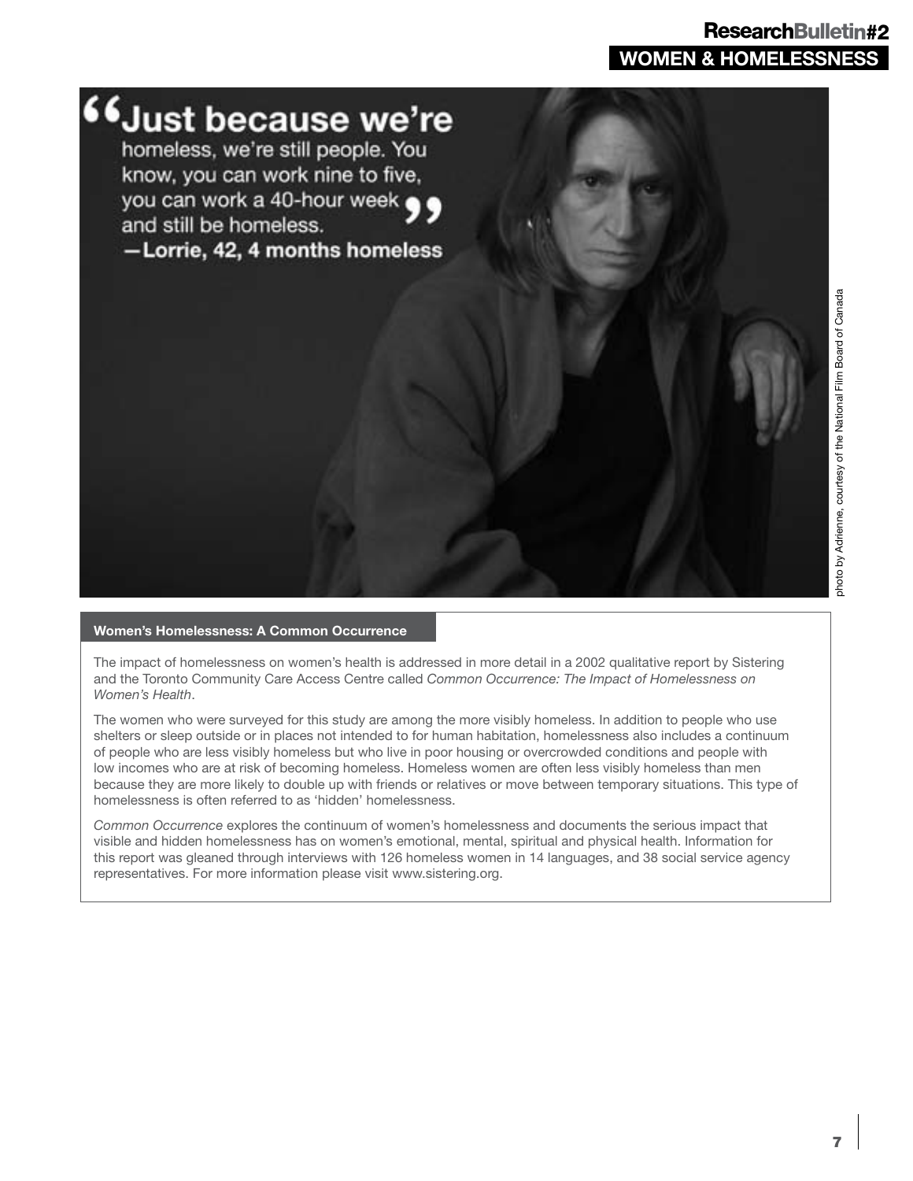> "Just because we're homeless, we're still people. You know, you can work nine to five, you can work a 40-hour week and still be homeless."
>
> —Lorrie, 42, 4 months homeless

photo by Adrienne, courtesy of the National Film Board of Canada

### Women's Homelessness: A Common Occurrence

The impact of homelessness on women's health is addressed in more detail in a 2002 qualitative report by Sistering and the Toronto Community Care Access Centre called *Common Occurrence: The Impact of Homelessness on Women's Health*.

The women who were surveyed for this study are among the more visibly homeless. In addition to people who use shelters or sleep outside or in places not intended to for human habitation, homelessness also includes a continuum of people who are less visibly homeless but who live in poor housing or overcrowded conditions and people with low incomes who are at risk of becoming homeless. Homeless women are often less visibly homeless than men because they are more likely to double up with friends or relatives or move between temporary situations. This type of homelessness is often referred to as 'hidden' homelessness.

*Common Occurrence* explores the continuum of women's homelessness and documents the serious impact that visible and hidden homelessness has on women's emotional, mental, spiritual and physical health. Information for this report was gleaned through interviews with 126 homeless women in 14 languages, and 38 social service agency representatives. For more information please visit www.sistering.org.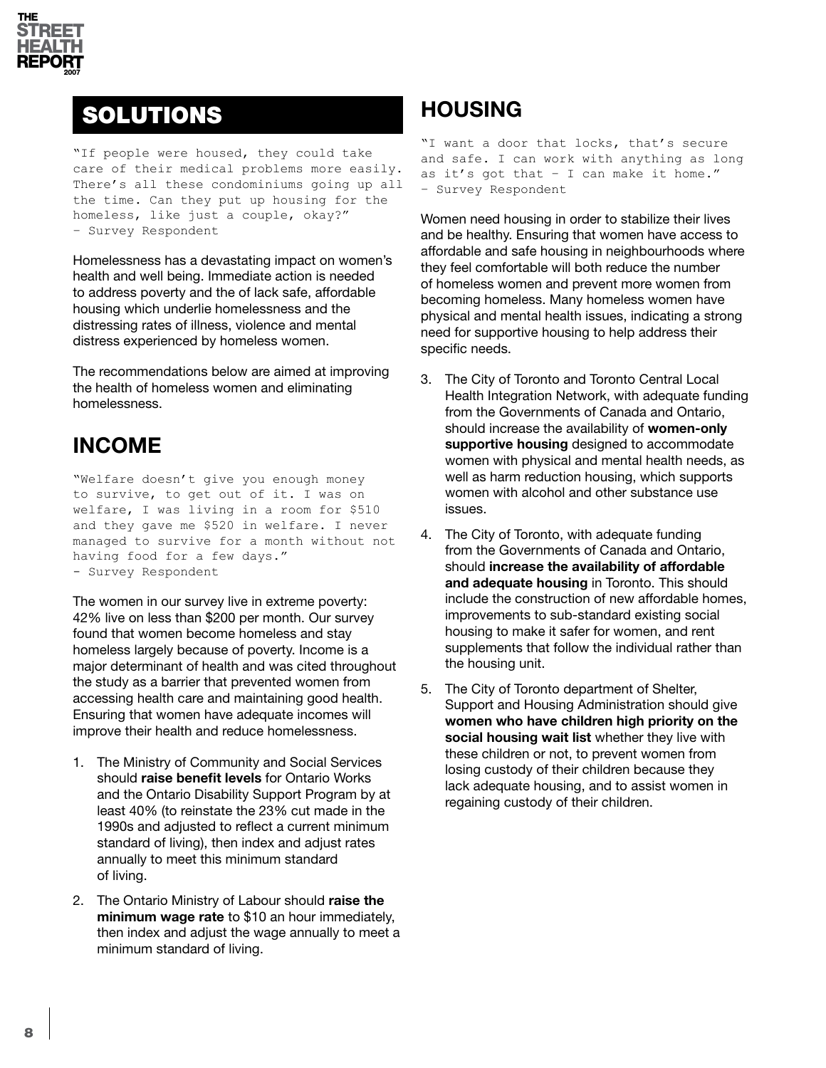# SOLUTIONS

"If people were housed, they could take care of their medical problems more easily. There's all these condominiums going up all the time. Can they put up housing for the homeless, like just a couple, okay?"
– Survey Respondent

Homelessness has a devastating impact on women's health and well being. Immediate action is needed to address poverty and the of lack safe, affordable housing which underlie homelessness and the distressing rates of illness, violence and mental distress experienced by homeless women.

The recommendations below are aimed at improving the health of homeless women and eliminating homelessness.

## INCOME

"Welfare doesn't give you enough money to survive, to get out of it. I was on welfare, I was living in a room for $510 and they gave me $520 in welfare. I never managed to survive for a month without not having food for a few days."
– Survey Respondent

The women in our survey live in extreme poverty: 42% live on less than $200 per month. Our survey found that women become homeless and stay homeless largely because of poverty. Income is a major determinant of health and was cited throughout the study as a barrier that prevented women from accessing health care and maintaining good health. Ensuring that women have adequate incomes will improve their health and reduce homelessness.

1. The Ministry of Community and Social Services should **raise benefit levels** for Ontario Works and the Ontario Disability Support Program by at least 40% (to reinstate the 23% cut made in the 1990s and adjusted to reflect a current minimum standard of living), then index and adjust rates annually to meet this minimum standard of living.
2. The Ontario Ministry of Labour should **raise the minimum wage rate** to $10 an hour immediately, then index and adjust the wage annually to meet a minimum standard of living.

## HOUSING

"I want a door that locks, that's secure and safe. I can work with anything as long as it's got that – I can make it home."
– Survey Respondent

Women need housing in order to stabilize their lives and be healthy. Ensuring that women have access to affordable and safe housing in neighbourhoods where they feel comfortable will both reduce the number of homeless women and prevent more women from becoming homeless. Many homeless women have physical and mental health issues, indicating a strong need for supportive housing to help address their specific needs.

3. The City of Toronto and Toronto Central Local Health Integration Network, with adequate funding from the Governments of Canada and Ontario, should increase the availability of **women-only supportive housing** designed to accommodate women with physical and mental health needs, as well as harm reduction housing, which supports women with alcohol and other substance use issues.
4. The City of Toronto, with adequate funding from the Governments of Canada and Ontario, should **increase the availability of affordable and adequate housing** in Toronto. This should include the construction of new affordable homes, improvements to sub-standard existing social housing to make it safer for women, and rent supplements that follow the individual rather than the housing unit.
5. The City of Toronto department of Shelter, Support and Housing Administration should give **women who have children high priority on the social housing wait list** whether they live with these children or not, to prevent women from losing custody of their children because they lack adequate housing, and to assist women in regaining custody of their children.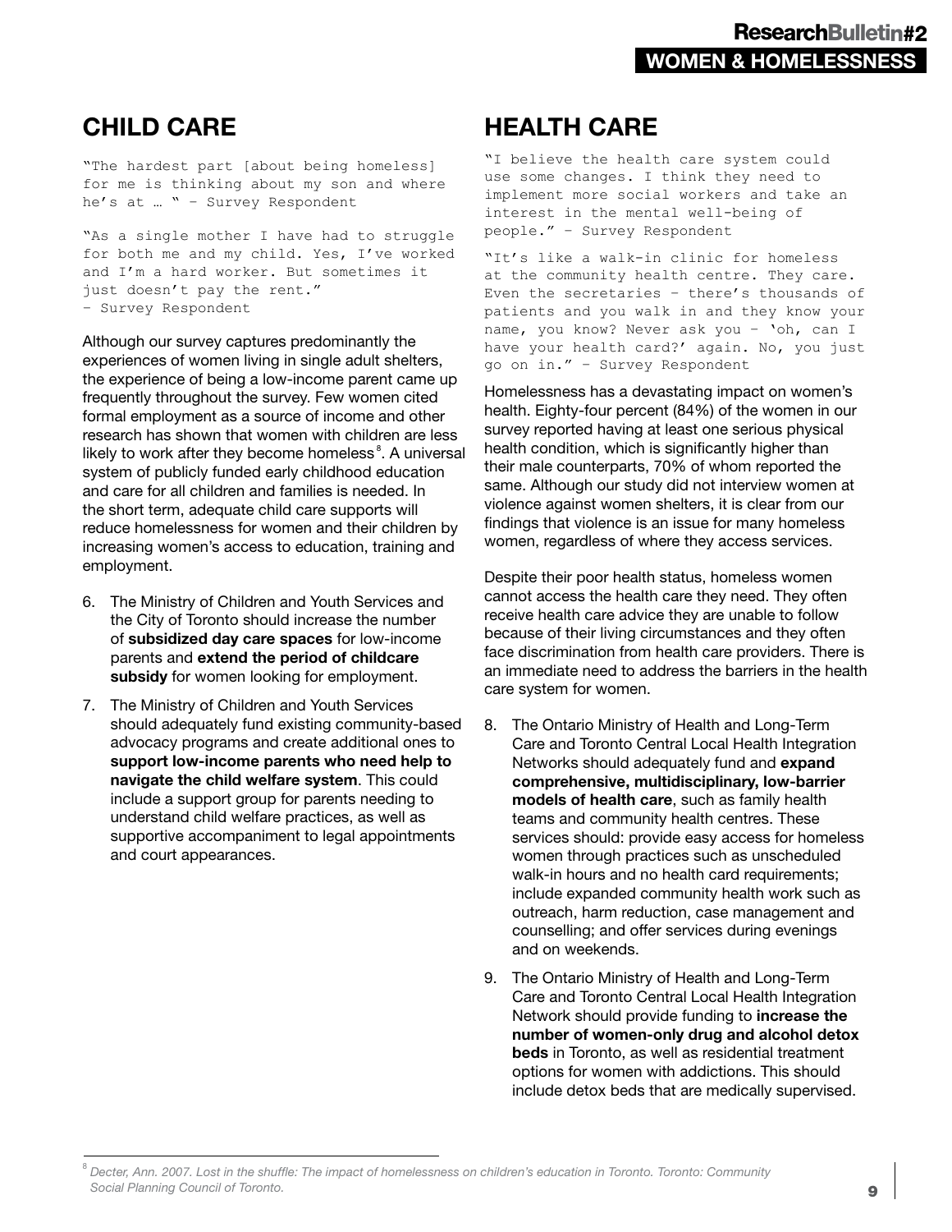## CHILD CARE

"The hardest part [about being homeless] for me is thinking about my son and where he's at … " – Survey Respondent

"As a single mother I have had to struggle for both me and my child. Yes, I've worked and I'm a hard worker. But sometimes it just doesn't pay the rent."
– Survey Respondent

Although our survey captures predominantly the experiences of women living in single adult shelters, the experience of being a low-income parent came up frequently throughout the survey. Few women cited formal employment as a source of income and other research has shown that women with children are less likely to work after they become homeless[8]. A universal system of publicly funded early childhood education and care for all children and families is needed. In the short term, adequate child care supports will reduce homelessness for women and their children by increasing women's access to education, training and employment.

6. The Ministry of Children and Youth Services and the City of Toronto should increase the number of **subsidized day care spaces** for low-income parents and **extend the period of childcare subsidy** for women looking for employment.
7. The Ministry of Children and Youth Services should adequately fund existing community-based advocacy programs and create additional ones to **support low-income parents who need help to navigate the child welfare system**. This could include a support group for parents needing to understand child welfare practices, as well as supportive accompaniment to legal appointments and court appearances.

## HEALTH CARE

"I believe the health care system could use some changes. I think they need to implement more social workers and take an interest in the mental well-being of people." – Survey Respondent

"It's like a walk-in clinic for homeless at the community health centre. They care. Even the secretaries – there's thousands of patients and you walk in and they know your name, you know? Never ask you – 'oh, can I have your health card?' again. No, you just go on in." – Survey Respondent

Homelessness has a devastating impact on women's health. Eighty-four percent (84%) of the women in our survey reported having at least one serious physical health condition, which is significantly higher than their male counterparts, 70% of whom reported the same. Although our study did not interview women at violence against women shelters, it is clear from our findings that violence is an issue for many homeless women, regardless of where they access services.

Despite their poor health status, homeless women cannot access the health care they need. They often receive health care advice they are unable to follow because of their living circumstances and they often face discrimination from health care providers. There is an immediate need to address the barriers in the health care system for women.

8. The Ontario Ministry of Health and Long-Term Care and Toronto Central Local Health Integration Networks should adequately fund and **expand comprehensive, multidisciplinary, low-barrier models of health care**, such as family health teams and community health centres. These services should: provide easy access for homeless women through practices such as unscheduled walk-in hours and no health card requirements; include expanded community health work such as outreach, harm reduction, case management and counselling; and offer services during evenings and on weekends.
9. The Ontario Ministry of Health and Long-Term Care and Toronto Central Local Health Integration Network should provide funding to **increase the number of women-only drug and alcohol detox beds** in Toronto, as well as residential treatment options for women with addictions. This should include detox beds that are medically supervised.

[8] *Decter, Ann. 2007. Lost in the shuffle: The impact of homelessness on children's education in Toronto. Toronto: Community Social Planning Council of Toronto.*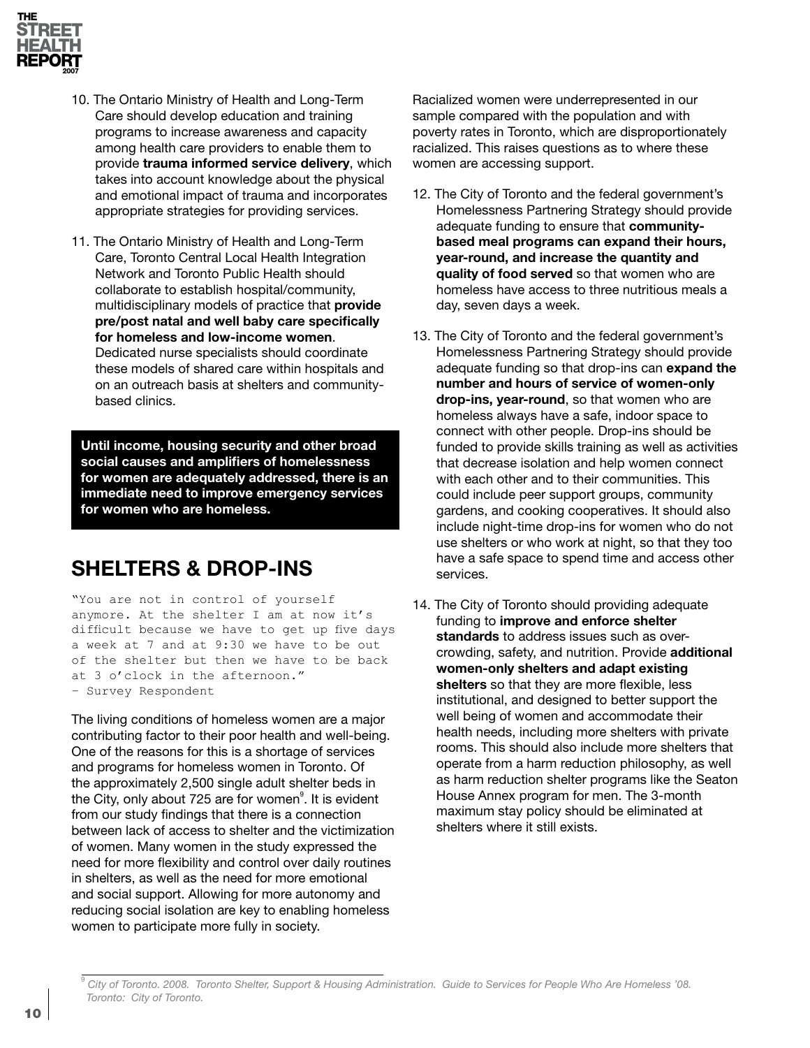10. The Ontario Ministry of Health and Long-Term Care should develop education and training programs to increase awareness and capacity among health care providers to enable them to provide **trauma informed service delivery**, which takes into account knowledge about the physical and emotional impact of trauma and incorporates appropriate strategies for providing services.

11. The Ontario Ministry of Health and Long-Term Care, Toronto Central Local Health Integration Network and Toronto Public Health should collaborate to establish hospital/community, multidisciplinary models of practice that **provide pre/post natal and well baby care specifically for homeless and low-income women**. Dedicated nurse specialists should coordinate these models of shared care within hospitals and on an outreach basis at shelters and community-based clinics.

**Until income, housing security and other broad social causes and amplifiers of homelessness for women are adequately addressed, there is an immediate need to improve emergency services for women who are homeless.**

## SHELTERS & DROP-INS

"You are not in control of yourself anymore. At the shelter I am at now it's difficult because we have to get up five days a week at 7 and at 9:30 we have to be out of the shelter but then we have to be back at 3 o'clock in the afternoon."
– Survey Respondent

The living conditions of homeless women are a major contributing factor to their poor health and well-being. One of the reasons for this is a shortage of services and programs for homeless women in Toronto. Of the approximately 2,500 single adult shelter beds in the City, only about 725 are for women[9]. It is evident from our study findings that there is a connection between lack of access to shelter and the victimization of women. Many women in the study expressed the need for more flexibility and control over daily routines in shelters, as well as the need for more emotional and social support. Allowing for more autonomy and reducing social isolation are key to enabling homeless women to participate more fully in society.

Racialized women were underrepresented in our sample compared with the population and with poverty rates in Toronto, which are disproportionately racialized. This raises questions as to where these women are accessing support.

12. The City of Toronto and the federal government's Homelessness Partnering Strategy should provide adequate funding to ensure that **community-based meal programs can expand their hours, year-round, and increase the quantity and quality of food served** so that women who are homeless have access to three nutritious meals a day, seven days a week.

13. The City of Toronto and the federal government's Homelessness Partnering Strategy should provide adequate funding so that drop-ins can **expand the number and hours of service of women-only drop-ins, year-round**, so that women who are homeless always have a safe, indoor space to connect with other people. Drop-ins should be funded to provide skills training as well as activities that decrease isolation and help women connect with each other and to their communities. This could include peer support groups, community gardens, and cooking cooperatives. It should also include night-time drop-ins for women who do not use shelters or who work at night, so that they too have a safe space to spend time and access other services.

14. The City of Toronto should providing adequate funding to **improve and enforce shelter standards** to address issues such as over-crowding, safety, and nutrition. Provide **additional women-only shelters and adapt existing shelters** so that they are more flexible, less institutional, and designed to better support the well being of women and accommodate their health needs, including more shelters with private rooms. This should also include more shelters that operate from a harm reduction philosophy, as well as harm reduction shelter programs like the Seaton House Annex program for men. The 3-month maximum stay policy should be eliminated at shelters where it still exists.

[9] *City of Toronto. 2008. Toronto Shelter, Support & Housing Administration. Guide to Services for People Who Are Homeless '08. Toronto: City of Toronto.*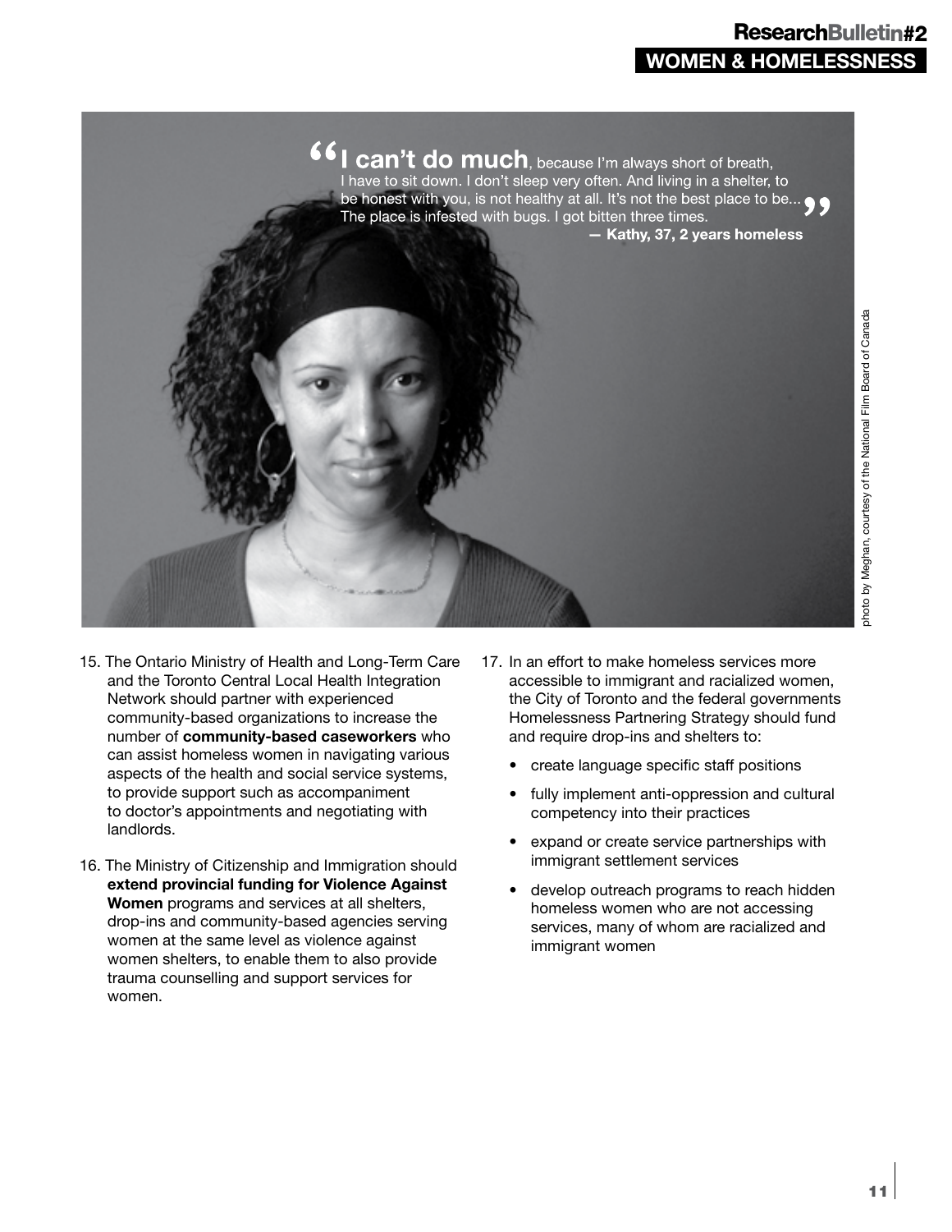> "**I can't do much**, because I'm always short of breath, I have to sit down. I don't sleep very often. And living in a shelter, to be honest with you, is not healthy at all. It's not the best place to be... The place is infested with bugs. I got bitten three times."
>
> **— Kathy, 37, 2 years homeless**

photo by Meghan, courtesy of the National Film Board of Canada

15. The Ontario Ministry of Health and Long-Term Care and the Toronto Central Local Health Integration Network should partner with experienced community-based organizations to increase the number of **community-based caseworkers** who can assist homeless women in navigating various aspects of the health and social service systems, to provide support such as accompaniment to doctor's appointments and negotiating with landlords.

16. The Ministry of Citizenship and Immigration should **extend provincial funding for Violence Against Women** programs and services at all shelters, drop-ins and community-based agencies serving women at the same level as violence against women shelters, to enable them to also provide trauma counselling and support services for women.

17. In an effort to make homeless services more accessible to immigrant and racialized women, the City of Toronto and the federal governments Homelessness Partnering Strategy should fund and require drop-ins and shelters to:
    - create language specific staff positions
    - fully implement anti-oppression and cultural competency into their practices
    - expand or create service partnerships with immigrant settlement services
    - develop outreach programs to reach hidden homeless women who are not accessing services, many of whom are racialized and immigrant women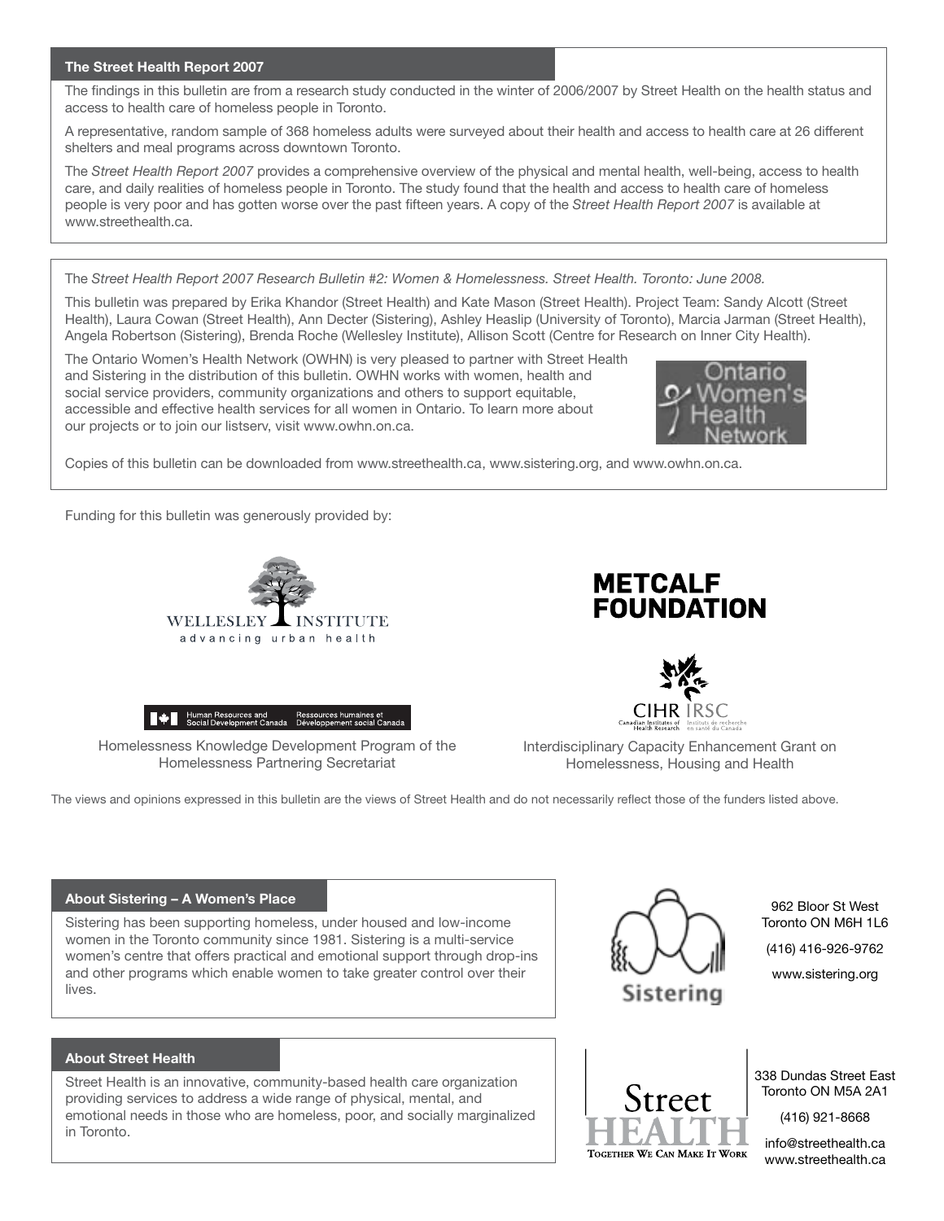### The Street Health Report 2007

The findings in this bulletin are from a research study conducted in the winter of 2006/2007 by Street Health on the health status and access to health care of homeless people in Toronto.

A representative, random sample of 368 homeless adults were surveyed about their health and access to health care at 26 different shelters and meal programs across downtown Toronto.

The *Street Health Report 2007* provides a comprehensive overview of the physical and mental health, well-being, access to health care, and daily realities of homeless people in Toronto. The study found that the health and access to health care of homeless people is very poor and has gotten worse over the past fifteen years. A copy of the *Street Health Report 2007* is available at www.streethealth.ca.

The *Street Health Report 2007 Research Bulletin #2: Women & Homelessness. Street Health. Toronto: June 2008.*

This bulletin was prepared by Erika Khandor (Street Health) and Kate Mason (Street Health). Project Team: Sandy Alcott (Street Health), Laura Cowan (Street Health), Ann Decter (Sistering), Ashley Heaslip (University of Toronto), Marcia Jarman (Street Health), Angela Robertson (Sistering), Brenda Roche (Wellesley Institute), Allison Scott (Centre for Research on Inner City Health).

The Ontario Women's Health Network (OWHN) is very pleased to partner with Street Health and Sistering in the distribution of this bulletin. OWHN works with women, health and social service providers, community organizations and others to support equitable, accessible and effective health services for all women in Ontario. To learn more about our projects or to join our listserv, visit www.owhn.on.ca.

Ontario Women's Health Network

Copies of this bulletin can be downloaded from www.streethealth.ca, www.sistering.org, and www.owhn.on.ca.

Funding for this bulletin was generously provided by:

WELLESLEY INSTITUTE
advancing urban health

METCALF FOUNDATION

Human Resources and Social Development Canada / Ressources humaines et Développement social Canada

Homelessness Knowledge Development Program of the Homelessness Partnering Secretariat

CIHR IRSC
Canadian Institutes of Health Research / Instituts de recherche en santé du Canada

Interdisciplinary Capacity Enhancement Grant on Homelessness, Housing and Health

The views and opinions expressed in this bulletin are the views of Street Health and do not necessarily reflect those of the funders listed above.

### About Sistering – A Women's Place

Sistering has been supporting homeless, under housed and low-income women in the Toronto community since 1981. Sistering is a multi-service women's centre that offers practical and emotional support through drop-ins and other programs which enable women to take greater control over their lives.

Sistering

962 Bloor St West
Toronto ON M6H 1L6

(416) 416-926-9762

www.sistering.org

### About Street Health

Street Health is an innovative, community-based health care organization providing services to address a wide range of physical, mental, and emotional needs in those who are homeless, poor, and socially marginalized in Toronto.

Street HEALTH
Together We Can Make It Work

338 Dundas Street East
Toronto ON M5A 2A1

(416) 921-8668

info@streethealth.ca
www.streethealth.ca